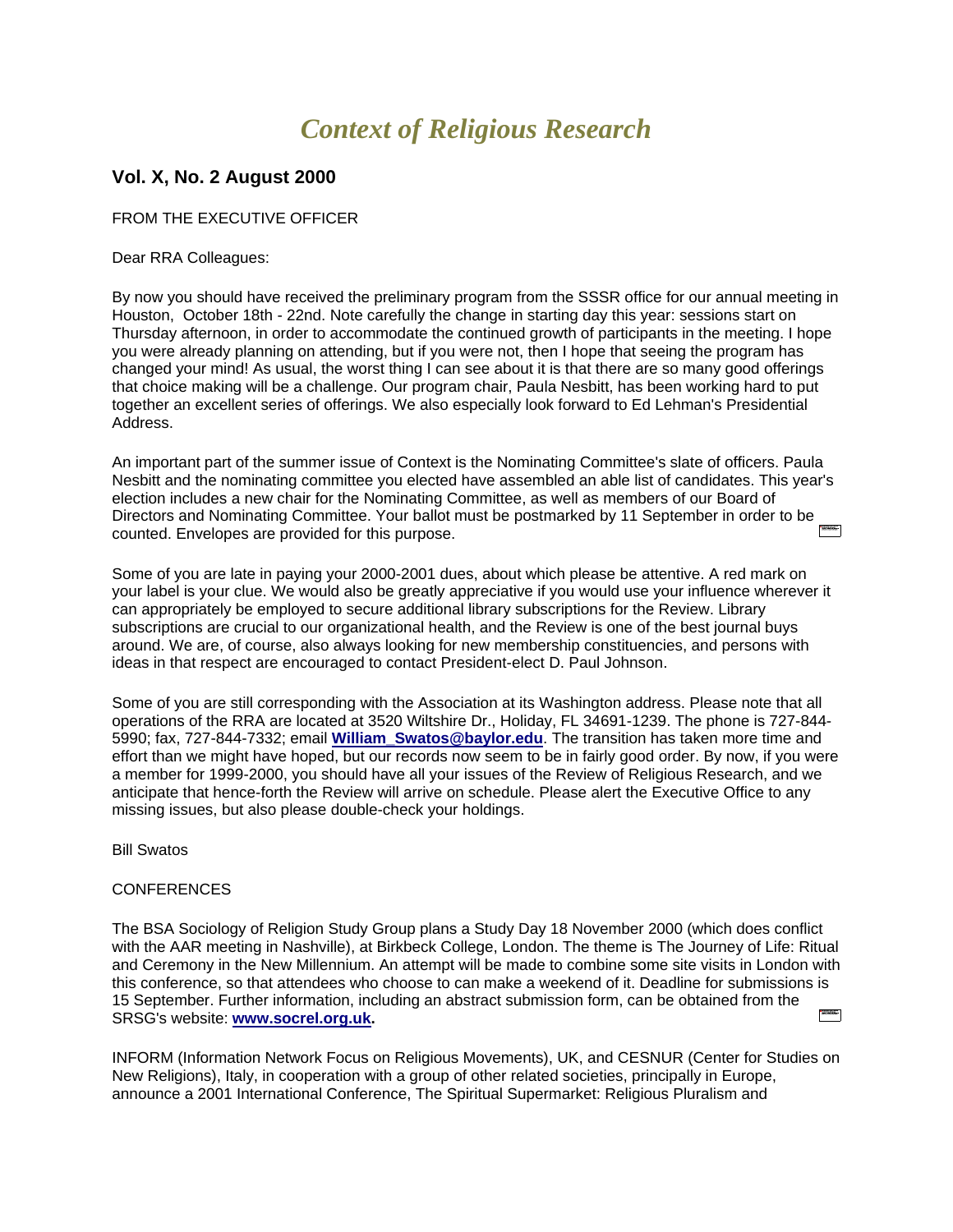# *Context of Religious Research*

## Vol. X, No. 2 August 2000

FROM THE EXECUTIVE OFFICER

Dear RRA Colleagues:

By now you should have received the preliminary program from the SSSR office for our annual meeting in Houston, October 18th - 22nd. Note carefully the change in starting day this year: sessions start on Thursday afternoon, in order to accommodate the continued growth of participants in the meeting. I hope you were already planning on attending, but if you were not, then I hope that seeing the program has changed your mind! As usual, the worst thing I can see about it is that there are so many good offerings that choice making will be a challenge. Our program chair, Paula Nesbitt, has been working hard to put together an excellent series of offerings. We also especially look forward to Ed Lehman's Presidential Address.

An important part of the summer issue of Context is the Nominating Committee's slate of officers. Paula Nesbitt and the nominating committee you elected have assembled an able list of candidates. This year's election includes a new chair for the Nominating Committee, as well as members of our Board of Directors and Nominating Committee. Your ballot must be postmarked by 11 September in order to be counted. Envelopes are provided for this purpose.

Some of you are late in paying your 2000-2001 dues, about which please be attentive. A red mark on your label is your clue. We would also be greatly appreciative if you would use your influence wherever it can appropriately be employed to secure additional library subscriptions for the Review. Library subscriptions are crucial to our organizational health, and the Review is one of the best journal buys around. We are, of course, also always looking for new membership constituencies, and persons with ideas in that respect are encouraged to contact President-elect D. Paul Johnson.

Some of you are still corresponding with the Association at its Washington address. Please note that all operations of the RRA are located at 3520 Wiltshire Dr., Holiday, FL 34691-1239. The phone is 727-844-5990; fax, 727-844-7332; email **William_Swatos@baylor.edu**. The transition has taken more time and effort than we might have hoped, but our records now seem to be in fairly good order. By now, if you were a member for 1999-2000, you should have all your issues of the Review of Religious Research, and we anticipate that hence-forth the Review will arrive on schedule. Please alert the Executive Office to any missing issues, but also please double-check your holdings.

Bill Swatos

CONFERENCES

The BSA Sociology of Religion Study Group plans a Study Day 18 November 2000 (which does conflict with the AAR meeting in Nashville), at Birkbeck College, London. The theme is The Journey of Life: Ritual and Ceremony in the New Millennium. An attempt will be made to combine some site visits in London with this conference, so that attendees who choose to can make a weekend of it. Deadline for submissions is 15 September. Further information, including an abstract submission form, can be obtained from the SRSG's website: **www.socrel.org.uk.**

INFORM (Information Network Focus on Religious Movements), UK, and CESNUR (Center for Studies on New Religions), Italy, in cooperation with a group of other related societies, principally in Europe, announce a 2001 International Conference, The Spiritual Supermarket: Religious Pluralism and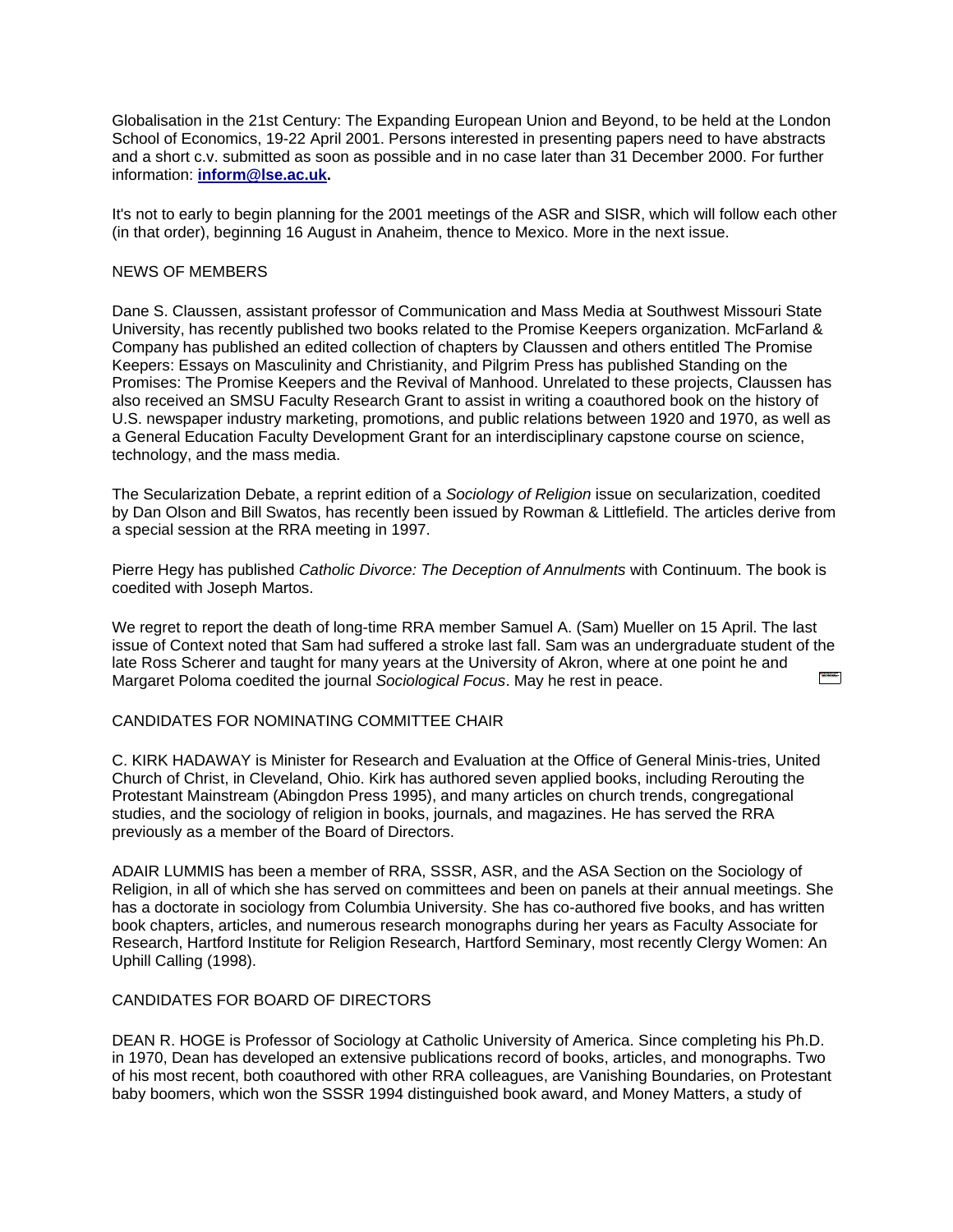Globalisation in the 21st Century: The Expanding European Union and Beyond, to be held at the London School of Economics, 19-22 April 2001. Persons interested in presenting papers need to have abstracts and a short c.v. submitted as soon as possible and in no case later than 31 December 2000. For further information: **inform@lse.ac.uk.**

It's not to early to begin planning for the 2001 meetings of the ASR and SISR, which will follow each other (in that order), beginning 16 August in Anaheim, thence to Mexico. More in the next issue.

## NEWS OF MEMBERS

Dane S. Claussen, assistant professor of Communication and Mass Media at Southwest Missouri State University, has recently published two books related to the Promise Keepers organization. McFarland & Company has published an edited collection of chapters by Claussen and others entitled The Promise Keepers: Essays on Masculinity and Christianity, and Pilgrim Press has published Standing on the Promises: The Promise Keepers and the Revival of Manhood. Unrelated to these projects, Claussen has also received an SMSU Faculty Research Grant to assist in writing a coauthored book on the history of U.S. newspaper industry marketing, promotions, and public relations between 1920 and 1970, as well as a General Education Faculty Development Grant for an interdisciplinary capstone course on science, technology, and the mass media.

The Secularization Debate, a reprint edition of a *Sociology of Religion* issue on secularization, coedited by Dan Olson and Bill Swatos, has recently been issued by Rowman & Littlefield. The articles derive from a special session at the RRA meeting in 1997.

Pierre Hegy has published *Catholic Divorce: The Deception of Annulments* with Continuum. The book is coedited with Joseph Martos.

We regret to report the death of long-time RRA member Samuel A. (Sam) Mueller on 15 April. The last issue of Context noted that Sam had suffered a stroke last fall. Sam was an undergraduate student of the late Ross Scherer and taught for many years at the University of Akron, where at one point he and Margaret Poloma coedited the journal *Sociological Focus*. May he rest in peace.

## CANDIDATES FOR NOMINATING COMMITTEE CHAIR

C. KIRK HADAWAY is Minister for Research and Evaluation at the Office of General Minis-tries, United Church of Christ, in Cleveland, Ohio. Kirk has authored seven applied books, including Rerouting the Protestant Mainstream (Abingdon Press 1995), and many articles on church trends, congregational studies, and the sociology of religion in books, journals, and magazines. He has served the RRA previously as a member of the Board of Directors.

ADAIR LUMMIS has been a member of RRA, SSSR, ASR, and the ASA Section on the Sociology of Religion, in all of which she has served on committees and been on panels at their annual meetings. She has a doctorate in sociology from Columbia University. She has co-authored five books, and has written book chapters, articles, and numerous research monographs during her years as Faculty Associate for Research, Hartford Institute for Religion Research, Hartford Seminary, most recently Clergy Women: An Uphill Calling (1998).

## CANDIDATES FOR BOARD OF DIRECTORS

DEAN R. HOGE is Professor of Sociology at Catholic University of America. Since completing his Ph.D. in 1970, Dean has developed an extensive publications record of books, articles, and monographs. Two of his most recent, both coauthored with other RRA colleagues, are Vanishing Boundaries, on Protestant baby boomers, which won the SSSR 1994 distinguished book award, and Money Matters, a study of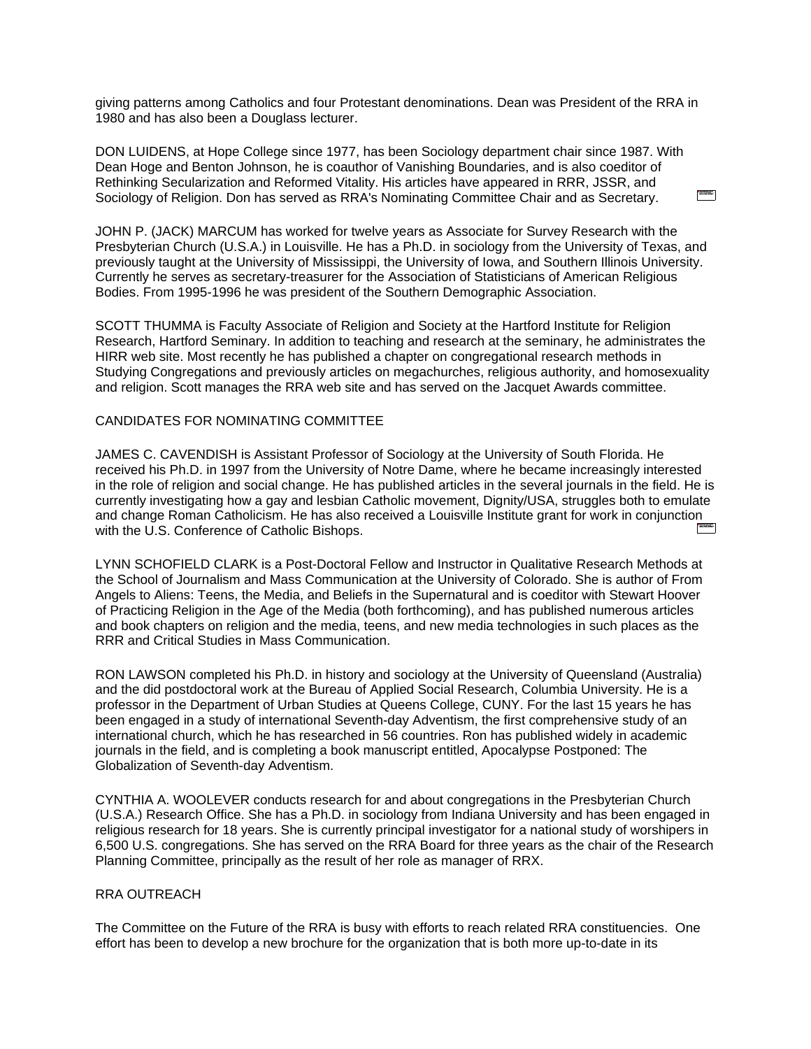giving patterns among Catholics and four Protestant denominations. Dean was President of the RRA in 1980 and has also been a Douglass lecturer.

DON LUIDENS, at Hope College since 1977, has been Sociology department chair since 1987. With Dean Hoge and Benton Johnson, he is coauthor of Vanishing Boundaries, and is also coeditor of Rethinking Secularization and Reformed Vitality. His articles have appeared in RRR, JSSR, and Sociology of Religion. Don has served as RRA's Nominating Committee Chair and as Secretary.

JOHN P. (JACK) MARCUM has worked for twelve years as Associate for Survey Research with the Presbyterian Church (U.S.A.) in Louisville. He has a Ph.D. in sociology from the University of Texas, and previously taught at the University of Mississippi, the University of Iowa, and Southern Illinois University. Currently he serves as secretary-treasurer for the Association of Statisticians of American Religious Bodies. From 1995-1996 he was president of the Southern Demographic Association.

SCOTT THUMMA is Faculty Associate of Religion and Society at the Hartford Institute for Religion Research, Hartford Seminary. In addition to teaching and research at the seminary, he administrates the HIRR web site. Most recently he has published a chapter on congregational research methods in Studying Congregations and previously articles on megachurches, religious authority, and homosexuality and religion. Scott manages the RRA web site and has served on the Jacquet Awards committee.

## CANDIDATES FOR NOMINATING COMMITTEE

JAMES C. CAVENDISH is Assistant Professor of Sociology at the University of South Florida. He received his Ph.D. in 1997 from the University of Notre Dame, where he became increasingly interested in the role of religion and social change. He has published articles in the several journals in the field. He is currently investigating how a gay and lesbian Catholic movement, Dignity/USA, struggles both to emulate and change Roman Catholicism. He has also received a Louisville Institute grant for work in conjunction with the U.S. Conference of Catholic Bishops.

LYNN SCHOFIELD CLARK is a Post-Doctoral Fellow and Instructor in Qualitative Research Methods at the School of Journalism and Mass Communication at the University of Colorado. She is author of From Angels to Aliens: Teens, the Media, and Beliefs in the Supernatural and is coeditor with Stewart Hoover of Practicing Religion in the Age of the Media (both forthcoming), and has published numerous articles and book chapters on religion and the media, teens, and new media technologies in such places as the RRR and Critical Studies in Mass Communication.

RON LAWSON completed his Ph.D. in history and sociology at the University of Queensland (Australia) and the did postdoctoral work at the Bureau of Applied Social Research, Columbia University. He is a professor in the Department of Urban Studies at Queens College, CUNY. For the last 15 years he has been engaged in a study of international Seventh-day Adventism, the first comprehensive study of an international church, which he has researched in 56 countries. Ron has published widely in academic journals in the field, and is completing a book manuscript entitled, Apocalypse Postponed: The Globalization of Seventh-day Adventism.

CYNTHIA A. WOOLEVER conducts research for and about congregations in the Presbyterian Church (U.S.A.) Research Office. She has a Ph.D. in sociology from Indiana University and has been engaged in religious research for 18 years. She is currently principal investigator for a national study of worshipers in 6,500 U.S. congregations. She has served on the RRA Board for three years as the chair of the Research Planning Committee, principally as the result of her role as manager of RRX.

## RRA OUTREACH

The Committee on the Future of the RRA is busy with efforts to reach related RRA constituencies. One effort has been to develop a new brochure for the organization that is both more up-to-date in its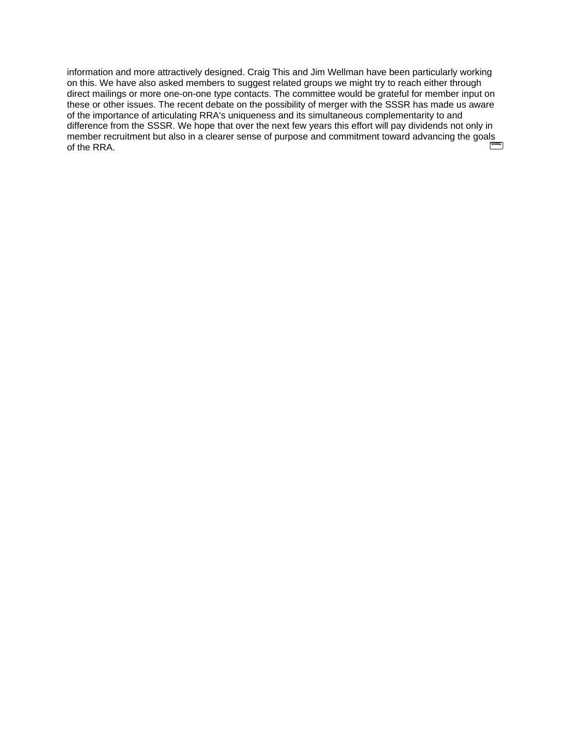information and more attractively designed. Craig This and Jim Wellman have been particularly working on this. We have also asked members to suggest related groups we might try to reach either through direct mailings or more one-on-one type contacts. The committee would be grateful for member input on these or other issues. The recent debate on the possibility of merger with the SSSR has made us aware of the importance of articulating RRA's uniqueness and its simultaneous complementarity to and difference from the SSSR. We hope that over the next few years this effort will pay dividends not only in member recruitment but also in a clearer sense of purpose and commitment toward advancing the goals of the RRA.